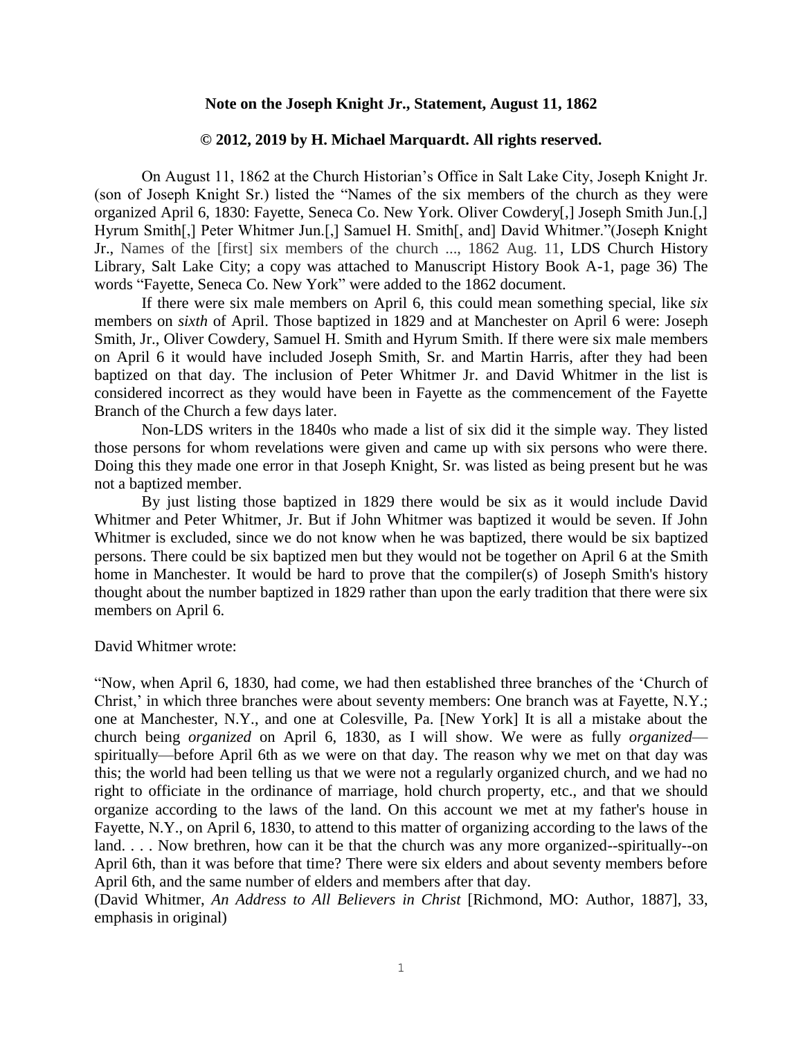**Note on the Joseph Knight Jr., Statement, August 11, 1862**

**© 2012, 2019 by H. Michael Marquardt. All rights reserved.**

On August 11, 1862 at the Church Historian's Office in Salt Lake City, Joseph Knight Jr. (son of Joseph Knight Sr.) listed the "Names of the six members of the church as they were organized April 6, 1830: Fayette, Seneca Co. New York. Oliver Cowdery[,] Joseph Smith Jun.[,] Hyrum Smith[,] Peter Whitmer Jun.[,] Samuel H. Smith[, and] David Whitmer."(Joseph Knight Jr., Names of the [first] six members of the church ..., 1862 Aug. 11, LDS Church History Library, Salt Lake City; a copy was attached to Manuscript History Book A-1, page 36) The words "Fayette, Seneca Co. New York" were added to the 1862 document.

If there were six male members on April 6, this could mean something special, like *six* members on *sixth* of April. Those baptized in 1829 and at Manchester on April 6 were: Joseph Smith, Jr., Oliver Cowdery, Samuel H. Smith and Hyrum Smith. If there were six male members on April 6 it would have included Joseph Smith, Sr. and Martin Harris, after they had been baptized on that day. The inclusion of Peter Whitmer Jr. and David Whitmer in the list is considered incorrect as they would have been in Fayette as the commencement of the Fayette Branch of the Church a few days later.

Non-LDS writers in the 1840s who made a list of six did it the simple way. They listed those persons for whom revelations were given and came up with six persons who were there. Doing this they made one error in that Joseph Knight, Sr. was listed as being present but he was not a baptized member.

By just listing those baptized in 1829 there would be six as it would include David Whitmer and Peter Whitmer, Jr. But if John Whitmer was baptized it would be seven. If John Whitmer is excluded, since we do not know when he was baptized, there would be six baptized persons. There could be six baptized men but they would not be together on April 6 at the Smith home in Manchester. It would be hard to prove that the compiler(s) of Joseph Smith's history thought about the number baptized in 1829 rather than upon the early tradition that there were six members on April 6.

David Whitmer wrote:

"Now, when April 6, 1830, had come, we had then established three branches of the 'Church of Christ,' in which three branches were about seventy members: One branch was at Fayette, N.Y.; one at Manchester, N.Y., and one at Colesville, Pa. [New York] It is all a mistake about the church being *organized* on April 6, 1830, as I will show. We were as fully *organized*—spiritually—before April 6th as we were on that day. The reason why we met on that day was this; the world had been telling us that we were not a regularly organized church, and we had no right to officiate in the ordinance of marriage, hold church property, etc., and that we should organize according to the laws of the land. On this account we met at my father's house in Fayette, N.Y., on April 6, 1830, to attend to this matter of organizing according to the laws of the land. . . . Now brethren, how can it be that the church was any more organized--spiritually--on April 6th, than it was before that time? There were six elders and about seventy members before April 6th, and the same number of elders and members after that day.
(David Whitmer, *An Address to All Believers in Christ* [Richmond, MO: Author, 1887], 33, emphasis in original)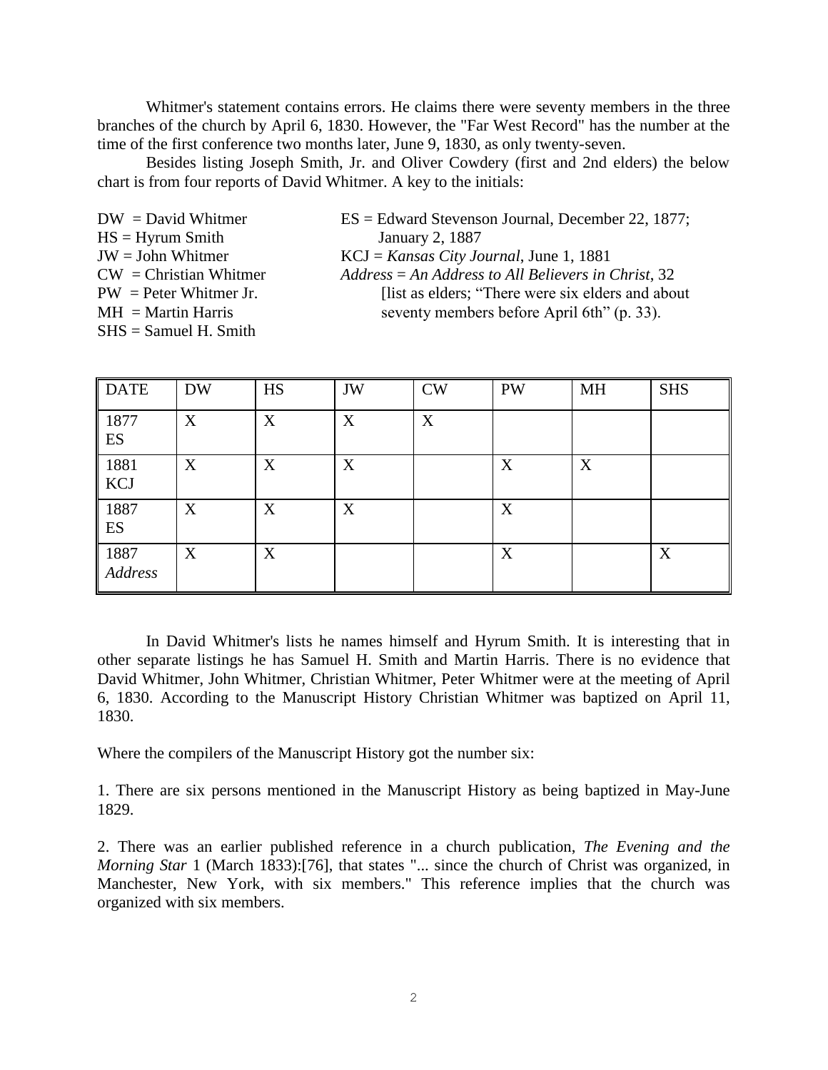Whitmer's statement contains errors. He claims there were seventy members in the three branches of the church by April 6, 1830. However, the "Far West Record" has the number at the time of the first conference two months later, June 9, 1830, as only twenty-seven.

Besides listing Joseph Smith, Jr. and Oliver Cowdery (first and 2nd elders) the below chart is from four reports of David Whitmer. A key to the initials:

DW = David Whitmer
HS = Hyrum Smith
JW = John Whitmer
CW = Christian Whitmer
PW = Peter Whitmer Jr.
MH = Martin Harris
SHS = Samuel H. Smith

ES = Edward Stevenson Journal, December 22, 1877; January 2, 1887
KCJ = *Kansas City Journal*, June 1, 1881
*Address* = *An Address to All Believers in Christ*, 32 [list as elders; "There were six elders and about seventy members before April 6th" (p. 33).

| DATE | DW | HS | JW | CW | PW | MH | SHS |
|---|---|---|---|---|---|---|---|
| 1877 ES | X | X | X | X | | | |
| 1881 KCJ | X | X | X | | X | X | |
| 1887 ES | X | X | X | | X | | |
| 1887 *Address* | X | X | | | X | | X |

In David Whitmer's lists he names himself and Hyrum Smith. It is interesting that in other separate listings he has Samuel H. Smith and Martin Harris. There is no evidence that David Whitmer, John Whitmer, Christian Whitmer, Peter Whitmer were at the meeting of April 6, 1830. According to the Manuscript History Christian Whitmer was baptized on April 11, 1830.

Where the compilers of the Manuscript History got the number six:

1. There are six persons mentioned in the Manuscript History as being baptized in May-June 1829.

2. There was an earlier published reference in a church publication, *The Evening and the Morning Star* 1 (March 1833):[76], that states "... since the church of Christ was organized, in Manchester, New York, with six members." This reference implies that the church was organized with six members.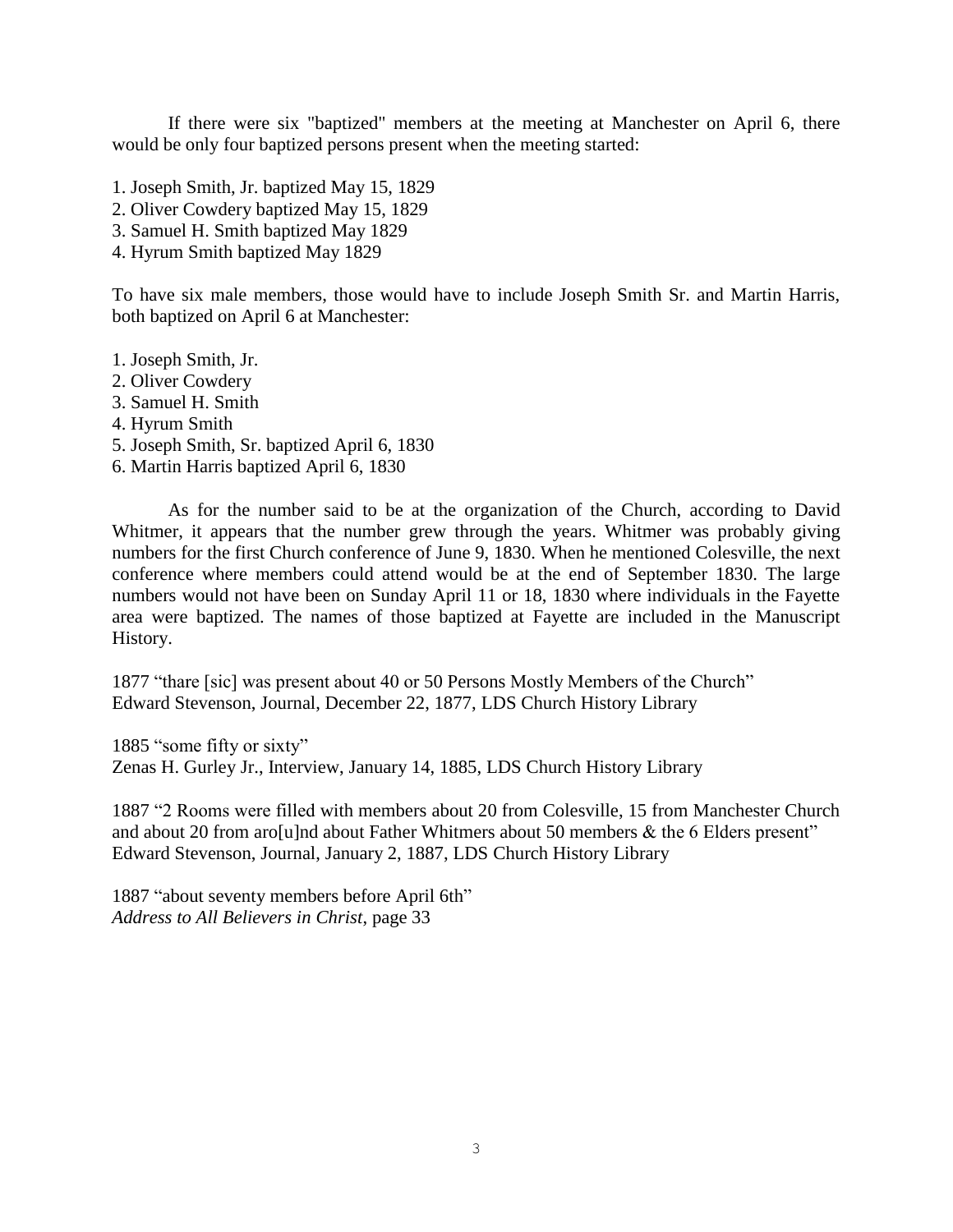If there were six "baptized" members at the meeting at Manchester on April 6, there would be only four baptized persons present when the meeting started:

1. Joseph Smith, Jr. baptized May 15, 1829
2. Oliver Cowdery baptized May 15, 1829
3. Samuel H. Smith baptized May 1829
4. Hyrum Smith baptized May 1829

To have six male members, those would have to include Joseph Smith Sr. and Martin Harris, both baptized on April 6 at Manchester:

1. Joseph Smith, Jr.
2. Oliver Cowdery
3. Samuel H. Smith
4. Hyrum Smith
5. Joseph Smith, Sr. baptized April 6, 1830
6. Martin Harris baptized April 6, 1830

As for the number said to be at the organization of the Church, according to David Whitmer, it appears that the number grew through the years. Whitmer was probably giving numbers for the first Church conference of June 9, 1830. When he mentioned Colesville, the next conference where members could attend would be at the end of September 1830. The large numbers would not have been on Sunday April 11 or 18, 1830 where individuals in the Fayette area were baptized. The names of those baptized at Fayette are included in the Manuscript History.

1877 "thare [sic] was present about 40 or 50 Persons Mostly Members of the Church"
Edward Stevenson, Journal, December 22, 1877, LDS Church History Library

1885 "some fifty or sixty"
Zenas H. Gurley Jr., Interview, January 14, 1885, LDS Church History Library

1887 "2 Rooms were filled with members about 20 from Colesville, 15 from Manchester Church and about 20 from aro[u]nd about Father Whitmers about 50 members & the 6 Elders present"
Edward Stevenson, Journal, January 2, 1887, LDS Church History Library

1887 "about seventy members before April 6th"
*Address to All Believers in Christ*, page 33